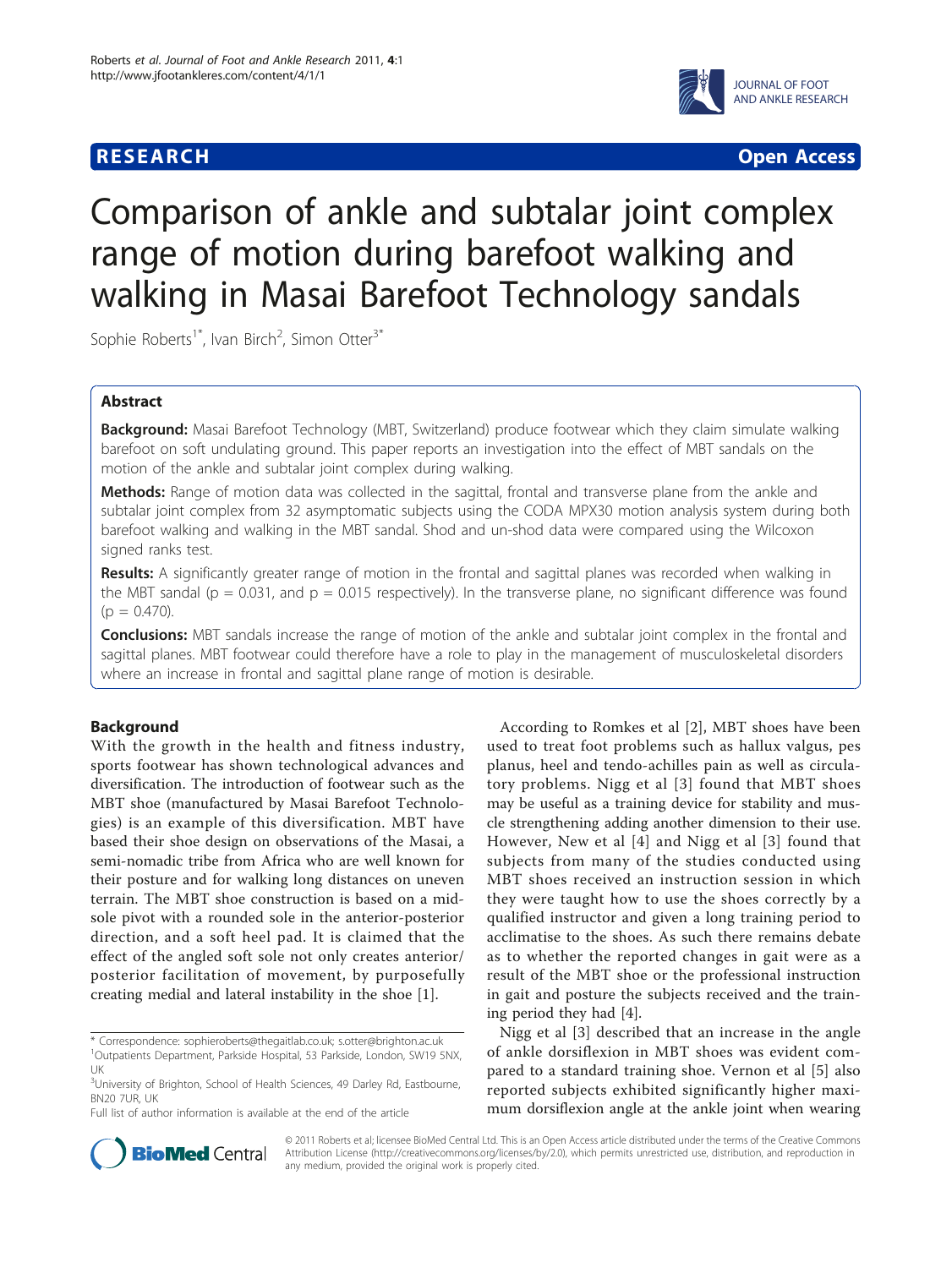**RESEARCH** **Open Access**

# Comparison of ankle and subtalar joint complex range of motion during barefoot walking and walking in Masai Barefoot Technology sandals

Sophie Roberts[1*], Ivan Birch[2], Simon Otter[3*]

## Abstract

**Background:** Masai Barefoot Technology (MBT, Switzerland) produce footwear which they claim simulate walking barefoot on soft undulating ground. This paper reports an investigation into the effect of MBT sandals on the motion of the ankle and subtalar joint complex during walking.

**Methods:** Range of motion data was collected in the sagittal, frontal and transverse plane from the ankle and subtalar joint complex from 32 asymptomatic subjects using the CODA MPX30 motion analysis system during both barefoot walking and walking in the MBT sandal. Shod and un-shod data were compared using the Wilcoxon signed ranks test.

**Results:** A significantly greater range of motion in the frontal and sagittal planes was recorded when walking in the MBT sandal ($p = 0.031$, and $p = 0.015$ respectively). In the transverse plane, no significant difference was found ($p = 0.470$).

**Conclusions:** MBT sandals increase the range of motion of the ankle and subtalar joint complex in the frontal and sagittal planes. MBT footwear could therefore have a role to play in the management of musculoskeletal disorders where an increase in frontal and sagittal plane range of motion is desirable.

## Background

With the growth in the health and fitness industry, sports footwear has shown technological advances and diversification. The introduction of footwear such as the MBT shoe (manufactured by Masai Barefoot Technologies) is an example of this diversification. MBT have based their shoe design on observations of the Masai, a semi-nomadic tribe from Africa who are well known for their posture and for walking long distances on uneven terrain. The MBT shoe construction is based on a midsole pivot with a rounded sole in the anterior-posterior direction, and a soft heel pad. It is claimed that the effect of the angled soft sole not only creates anterior/posterior facilitation of movement, by purposefully creating medial and lateral instability in the shoe [1].

According to Romkes et al [2], MBT shoes have been used to treat foot problems such as hallux valgus, pes planus, heel and tendo-achilles pain as well as circulatory problems. Nigg et al [3] found that MBT shoes may be useful as a training device for stability and muscle strengthening adding another dimension to their use. However, New et al [4] and Nigg et al [3] found that subjects from many of the studies conducted using MBT shoes received an instruction session in which they were taught how to use the shoes correctly by a qualified instructor and given a long training period to acclimatise to the shoes. As such there remains debate as to whether the reported changes in gait were as a result of the MBT shoe or the professional instruction in gait and posture the subjects received and the training period they had [4].

Nigg et al [3] described that an increase in the angle of ankle dorsiflexion in MBT shoes was evident compared to a standard training shoe. Vernon et al [5] also reported subjects exhibited significantly higher maximum dorsiflexion angle at the ankle joint when wearing

\* Correspondence: sophieroberts@thegaitlab.co.uk; s.otter@brighton.ac.uk
[1]Outpatients Department, Parkside Hospital, 53 Parkside, London, SW19 5NX, UK
[3]University of Brighton, School of Health Sciences, 49 Darley Rd, Eastbourne, BN20 7UR, UK
Full list of author information is available at the end of the article

© 2011 Roberts et al; licensee BioMed Central Ltd. This is an Open Access article distributed under the terms of the Creative Commons Attribution License (http://creativecommons.org/licenses/by/2.0), which permits unrestricted use, distribution, and reproduction in any medium, provided the original work is properly cited.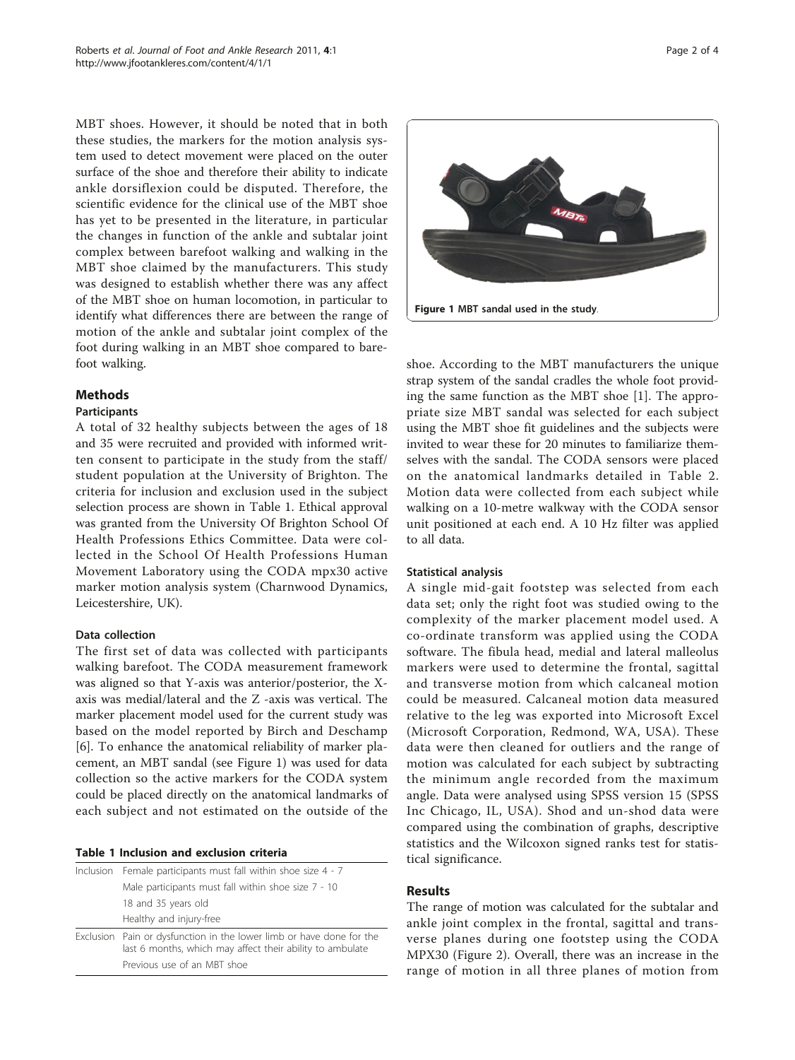MBT shoes. However, it should be noted that in both these studies, the markers for the motion analysis system used to detect movement were placed on the outer surface of the shoe and therefore their ability to indicate ankle dorsiflexion could be disputed. Therefore, the scientific evidence for the clinical use of the MBT shoe has yet to be presented in the literature, in particular the changes in function of the ankle and subtalar joint complex between barefoot walking and walking in the MBT shoe claimed by the manufacturers. This study was designed to establish whether there was any affect of the MBT shoe on human locomotion, in particular to identify what differences there are between the range of motion of the ankle and subtalar joint complex of the foot during walking in an MBT shoe compared to barefoot walking.

## Methods

### Participants

A total of 32 healthy subjects between the ages of 18 and 35 were recruited and provided with informed written consent to participate in the study from the staff/student population at the University of Brighton. The criteria for inclusion and exclusion used in the subject selection process are shown in Table 1. Ethical approval was granted from the University Of Brighton School Of Health Professions Ethics Committee. Data were collected in the School Of Health Professions Human Movement Laboratory using the CODA mpx30 active marker motion analysis system (Charnwood Dynamics, Leicestershire, UK).

#### Data collection

The first set of data was collected with participants walking barefoot. The CODA measurement framework was aligned so that Y-axis was anterior/posterior, the X-axis was medial/lateral and the Z -axis was vertical. The marker placement model used for the current study was based on the model reported by Birch and Deschamp [6]. To enhance the anatomical reliability of marker placement, an MBT sandal (see Figure 1) was used for data collection so the active markers for the CODA system could be placed directly on the anatomical landmarks of each subject and not estimated on the outside of the shoe. According to the MBT manufacturers the unique strap system of the sandal cradles the whole foot providing the same function as the MBT shoe [1]. The appropriate size MBT sandal was selected for each subject using the MBT shoe fit guidelines and the subjects were invited to wear these for 20 minutes to familiarize themselves with the sandal. The CODA sensors were placed on the anatomical landmarks detailed in Table 2. Motion data were collected from each subject while walking on a 10-metre walkway with the CODA sensor unit positioned at each end. A 10 Hz filter was applied to all data.

**Table 1 Inclusion and exclusion criteria**

| | |
|---|---|
| Inclusion | Female participants must fall within shoe size 4 - 7 |
| | Male participants must fall within shoe size 7 - 10 |
| | 18 and 35 years old |
| | Healthy and injury-free |
| Exclusion | Pain or dysfunction in the lower limb or have done for the last 6 months, which may affect their ability to ambulate |
| | Previous use of an MBT shoe |

**Figure 1 MBT sandal used in the study**.

#### Statistical analysis

A single mid-gait footstep was selected from each data set; only the right foot was studied owing to the complexity of the marker placement model used. A co-ordinate transform was applied using the CODA software. The fibula head, medial and lateral malleolus markers were used to determine the frontal, sagittal and transverse motion from which calcaneal motion could be measured. Calcaneal motion data measured relative to the leg was exported into Microsoft Excel (Microsoft Corporation, Redmond, WA, USA). These data were then cleaned for outliers and the range of motion was calculated for each subject by subtracting the minimum angle recorded from the maximum angle. Data were analysed using SPSS version 15 (SPSS Inc Chicago, IL, USA). Shod and un-shod data were compared using the combination of graphs, descriptive statistics and the Wilcoxon signed ranks test for statistical significance.

## Results

The range of motion was calculated for the subtalar and ankle joint complex in the frontal, sagittal and transverse planes during one footstep using the CODA MPX30 (Figure 2). Overall, there was an increase in the range of motion in all three planes of motion from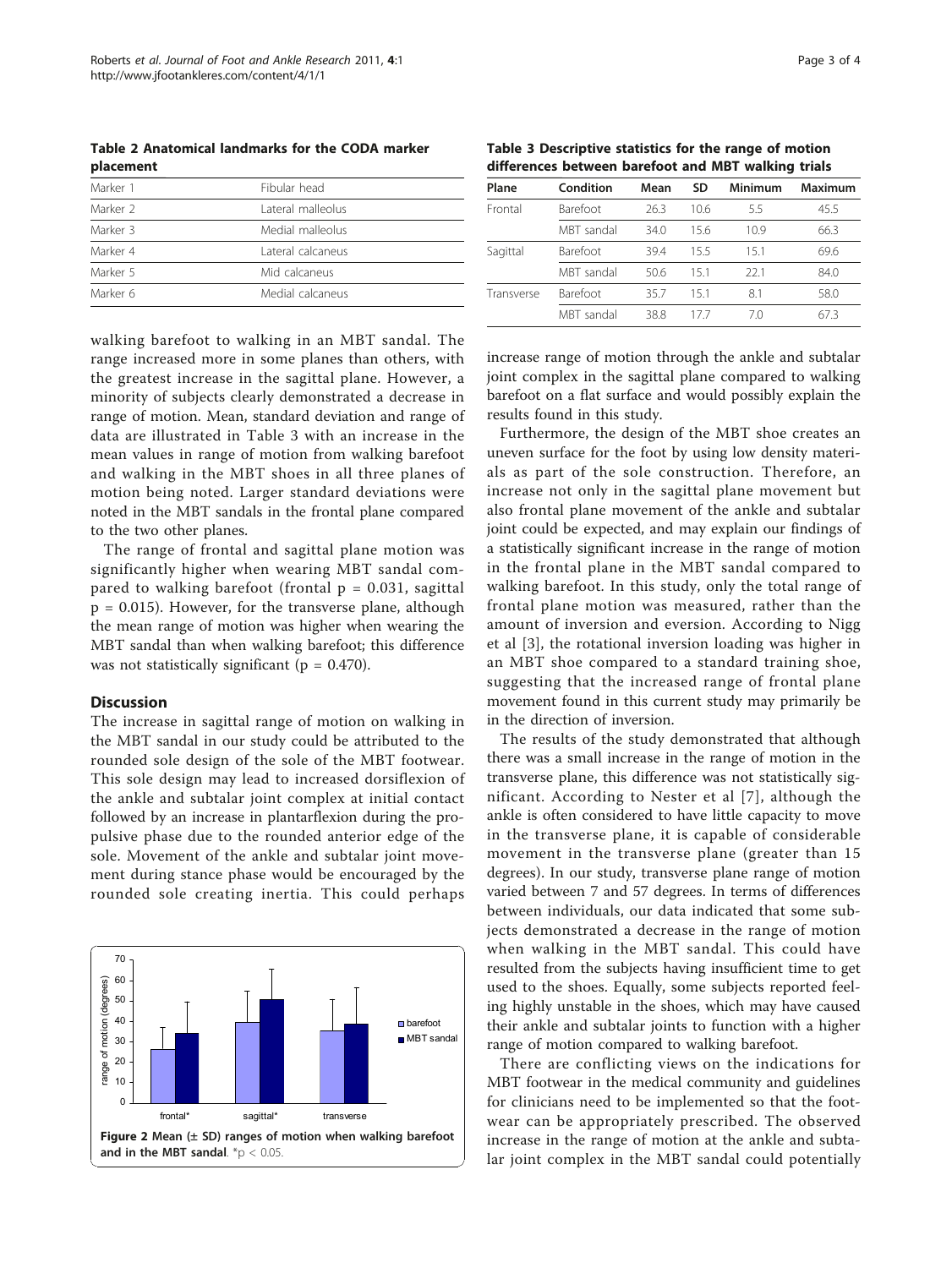**Table 2 Anatomical landmarks for the CODA marker placement**

| | |
|---|---|
| Marker 1 | Fibular head |
| Marker 2 | Lateral malleolus |
| Marker 3 | Medial malleolus |
| Marker 4 | Lateral calcaneus |
| Marker 5 | Mid calcaneus |
| Marker 6 | Medial calcaneus |

walking barefoot to walking in an MBT sandal. The range increased more in some planes than others, with the greatest increase in the sagittal plane. However, a minority of subjects clearly demonstrated a decrease in range of motion. Mean, standard deviation and range of data are illustrated in Table 3 with an increase in the mean values in range of motion from walking barefoot and walking in the MBT shoes in all three planes of motion being noted. Larger standard deviations were noted in the MBT sandals in the frontal plane compared to the two other planes.

The range of frontal and sagittal plane motion was significantly higher when wearing MBT sandal compared to walking barefoot (frontal $p = 0.031$, sagittal $p = 0.015$). However, for the transverse plane, although the mean range of motion was higher when wearing the MBT sandal than when walking barefoot; this difference was not statistically significant ($p = 0.470$).

## Discussion

The increase in sagittal range of motion on walking in the MBT sandal in our study could be attributed to the rounded sole design of the sole of the MBT footwear. This sole design may lead to increased dorsiflexion of the ankle and subtalar joint complex at initial contact followed by an increase in plantarflexion during the propulsive phase due to the rounded anterior edge of the sole. Movement of the ankle and subtalar joint movement during stance phase would be encouraged by the rounded sole creating inertia. This could perhaps

70
60
50
40
30
20
10
0
range of motion (degrees)
frontal*
sagittal*
transverse
barefoot
MBT sandal

**Figure 2 Mean (± SD) ranges of motion when walking barefoot and in the MBT sandal.** *$p < 0.05$.

**Table 3 Descriptive statistics for the range of motion differences between barefoot and MBT walking trials**

| Plane | Condition | Mean | SD | Minimum | Maximum |
|---|---|---|---|---|---|
| Frontal | Barefoot | 26.3 | 10.6 | 5.5 | 45.5 |
| | MBT sandal | 34.0 | 15.6 | 10.9 | 66.3 |
| Sagittal | Barefoot | 39.4 | 15.5 | 15.1 | 69.6 |
| | MBT sandal | 50.6 | 15.1 | 22.1 | 84.0 |
| Transverse | Barefoot | 35.7 | 15.1 | 8.1 | 58.0 |
| | MBT sandal | 38.8 | 17.7 | 7.0 | 67.3 |

increase range of motion through the ankle and subtalar joint complex in the sagittal plane compared to walking barefoot on a flat surface and would possibly explain the results found in this study.

Furthermore, the design of the MBT shoe creates an uneven surface for the foot by using low density materials as part of the sole construction. Therefore, an increase not only in the sagittal plane movement but also frontal plane movement of the ankle and subtalar joint could be expected, and may explain our findings of a statistically significant increase in the range of motion in the frontal plane in the MBT sandal compared to walking barefoot. In this study, only the total range of frontal plane motion was measured, rather than the amount of inversion and eversion. According to Nigg et al [3], the rotational inversion loading was higher in an MBT shoe compared to a standard training shoe, suggesting that the increased range of frontal plane movement found in this current study may primarily be in the direction of inversion.

The results of the study demonstrated that although there was a small increase in the range of motion in the transverse plane, this difference was not statistically significant. According to Nester et al [7], although the ankle is often considered to have little capacity to move in the transverse plane, it is capable of considerable movement in the transverse plane (greater than 15 degrees). In our study, transverse plane range of motion varied between 7 and 57 degrees. In terms of differences between individuals, our data indicated that some subjects demonstrated a decrease in the range of motion when walking in the MBT sandal. This could have resulted from the subjects having insufficient time to get used to the shoes. Equally, some subjects reported feeling highly unstable in the shoes, which may have caused their ankle and subtalar joints to function with a higher range of motion compared to walking barefoot.

There are conflicting views on the indications for MBT footwear in the medical community and guidelines for clinicians need to be implemented so that the footwear can be appropriately prescribed. The observed increase in the range of motion at the ankle and subtalar joint complex in the MBT sandal could potentially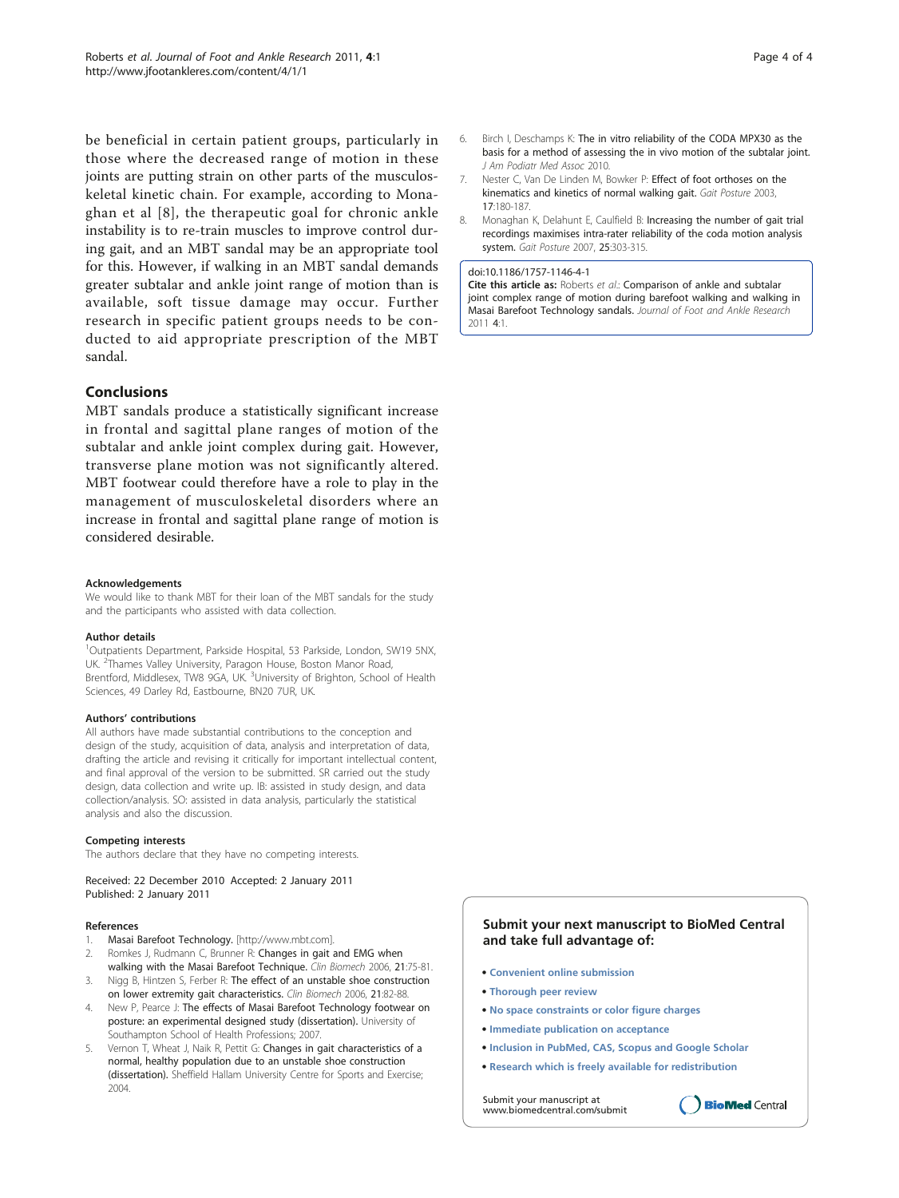be beneficial in certain patient groups, particularly in those where the decreased range of motion in these joints are putting strain on other parts of the musculoskeletal kinetic chain. For example, according to Monaghan et al [8], the therapeutic goal for chronic ankle instability is to re-train muscles to improve control during gait, and an MBT sandal may be an appropriate tool for this. However, if walking in an MBT sandal demands greater subtalar and ankle joint range of motion than is available, soft tissue damage may occur. Further research in specific patient groups needs to be conducted to aid appropriate prescription of the MBT sandal.

## Conclusions

MBT sandals produce a statistically significant increase in frontal and sagittal plane ranges of motion of the subtalar and ankle joint complex during gait. However, transverse plane motion was not significantly altered. MBT footwear could therefore have a role to play in the management of musculoskeletal disorders where an increase in frontal and sagittal plane range of motion is considered desirable.

#### Acknowledgements

We would like to thank MBT for their loan of the MBT sandals for the study and the participants who assisted with data collection.

#### Author details

[1]Outpatients Department, Parkside Hospital, 53 Parkside, London, SW19 5NX, UK. [2]Thames Valley University, Paragon House, Boston Manor Road, Brentford, Middlesex, TW8 9GA, UK. [3]University of Brighton, School of Health Sciences, 49 Darley Rd, Eastbourne, BN20 7UR, UK.

#### Authors' contributions

All authors have made substantial contributions to the conception and design of the study, acquisition of data, analysis and interpretation of data, drafting the article and revising it critically for important intellectual content, and final approval of the version to be submitted. SR carried out the study design, data collection and write up. IB: assisted in study design, and data collection/analysis. SO: assisted in data analysis, particularly the statistical analysis and also the discussion.

#### Competing interests

The authors declare that they have no competing interests.

Received: 22 December 2010 Accepted: 2 January 2011
Published: 2 January 2011

#### References

1. Masai Barefoot Technology. [http://www.mbt.com].
2. Romkes J, Rudmann C, Brunner R: **Changes in gait and EMG when walking with the Masai Barefoot Technique.** *Clin Biomech* 2006, **21**:75-81.
3. Nigg B, Hintzen S, Ferber R: **The effect of an unstable shoe construction on lower extremity gait characteristics.** *Clin Biomech* 2006, **21**:82-88.
4. New P, Pearce J: **The effects of Masai Barefoot Technology footwear on posture: an experimental designed study (dissertation).** University of Southampton School of Health Professions; 2007.
5. Vernon T, Wheat J, Naik R, Pettit G: **Changes in gait characteristics of a normal, healthy population due to an unstable shoe construction (dissertation).** Sheffield Hallam University Centre for Sports and Exercise; 2004.
6. Birch I, Deschamps K: **The in vitro reliability of the CODA MPX30 as the basis for a method of assessing the in vivo motion of the subtalar joint.** *J Am Podiatr Med Assoc* 2010.
7. Nester C, Van De Linden M, Bowker P: **Effect of foot orthoses on the kinematics and kinetics of normal walking gait.** *Gait Posture* 2003, **17**:180-187.
8. Monaghan K, Delahunt E, Caulfield B: **Increasing the number of gait trial recordings maximises intra-rater reliability of the coda motion analysis system.** *Gait Posture* 2007, **25**:303-315.

doi:10.1186/1757-1146-4-1
**Cite this article as:** Roberts *et al.*: Comparison of ankle and subtalar joint complex range of motion during barefoot walking and walking in Masai Barefoot Technology sandals. *Journal of Foot and Ankle Research* 2011 **4**:1.

**Submit your next manuscript to BioMed Central and take full advantage of:**

- Convenient online submission
- Thorough peer review
- No space constraints or color figure charges
- Immediate publication on acceptance
- Inclusion in PubMed, CAS, Scopus and Google Scholar
- Research which is freely available for redistribution

Submit your manuscript at
www.biomedcentral.com/submit

BioMed Central